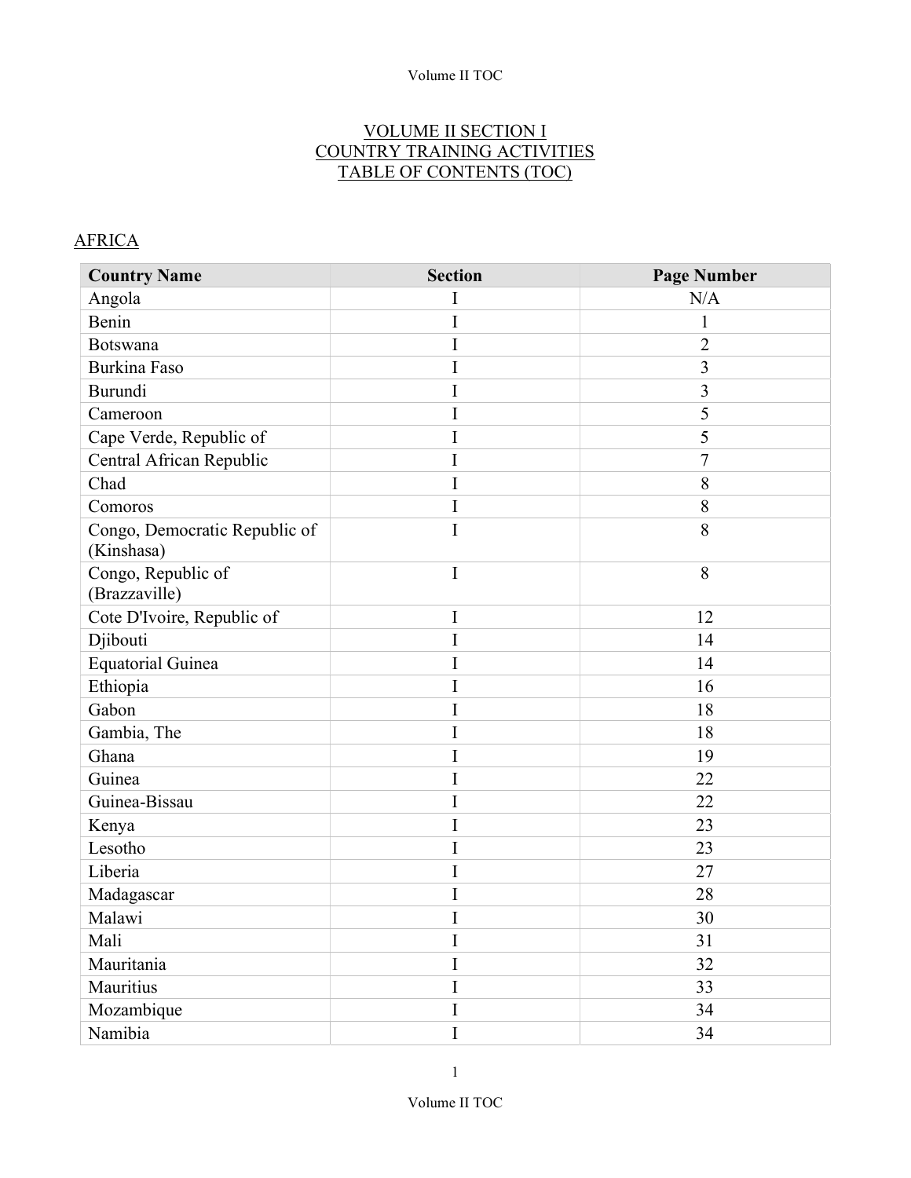# VOLUME II SECTION I
# COUNTRY TRAINING ACTIVITIES
# TABLE OF CONTENTS (TOC)

## AFRICA

| Country Name | Section | Page Number |
|---|---|---|
| Angola | I | N/A |
| Benin | I | 1 |
| Botswana | I | 2 |
| Burkina Faso | I | 3 |
| Burundi | I | 3 |
| Cameroon | I | 5 |
| Cape Verde, Republic of | I | 5 |
| Central African Republic | I | 7 |
| Chad | I | 8 |
| Comoros | I | 8 |
| Congo, Democratic Republic of (Kinshasa) | I | 8 |
| Congo, Republic of (Brazzaville) | I | 8 |
| Cote D'Ivoire, Republic of | I | 12 |
| Djibouti | I | 14 |
| Equatorial Guinea | I | 14 |
| Ethiopia | I | 16 |
| Gabon | I | 18 |
| Gambia, The | I | 18 |
| Ghana | I | 19 |
| Guinea | I | 22 |
| Guinea-Bissau | I | 22 |
| Kenya | I | 23 |
| Lesotho | I | 23 |
| Liberia | I | 27 |
| Madagascar | I | 28 |
| Malawi | I | 30 |
| Mali | I | 31 |
| Mauritania | I | 32 |
| Mauritius | I | 33 |
| Mozambique | I | 34 |
| Namibia | I | 34 |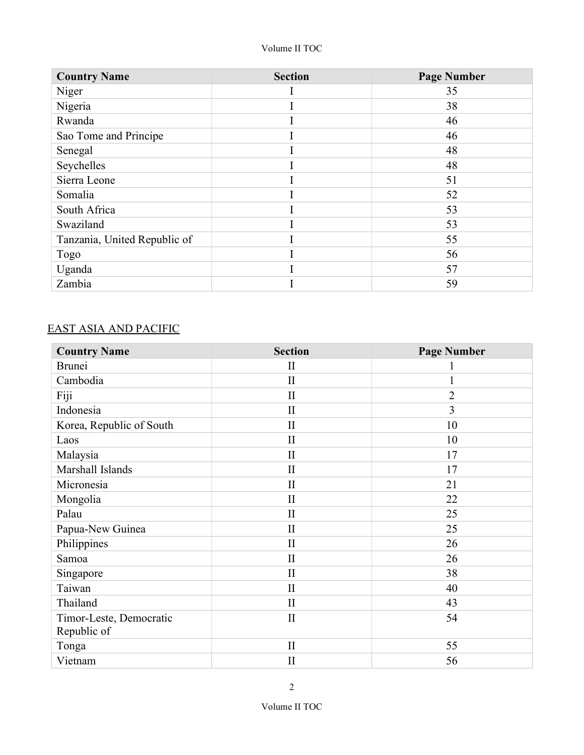| Country Name | Section | Page Number |
| --- | --- | --- |
| Niger | I | 35 |
| Nigeria | I | 38 |
| Rwanda | I | 46 |
| Sao Tome and Principe | I | 46 |
| Senegal | I | 48 |
| Seychelles | I | 48 |
| Sierra Leone | I | 51 |
| Somalia | I | 52 |
| South Africa | I | 53 |
| Swaziland | I | 53 |
| Tanzania, United Republic of | I | 55 |
| Togo | I | 56 |
| Uganda | I | 57 |
| Zambia | I | 59 |

## EAST ASIA AND PACIFIC

| Country Name | Section | Page Number |
| --- | --- | --- |
| Brunei | II | 1 |
| Cambodia | II | 1 |
| Fiji | II | 2 |
| Indonesia | II | 3 |
| Korea, Republic of South | II | 10 |
| Laos | II | 10 |
| Malaysia | II | 17 |
| Marshall Islands | II | 17 |
| Micronesia | II | 21 |
| Mongolia | II | 22 |
| Palau | II | 25 |
| Papua-New Guinea | II | 25 |
| Philippines | II | 26 |
| Samoa | II | 26 |
| Singapore | II | 38 |
| Taiwan | II | 40 |
| Thailand | II | 43 |
| Timor-Leste, Democratic Republic of | II | 54 |
| Tonga | II | 55 |
| Vietnam | II | 56 |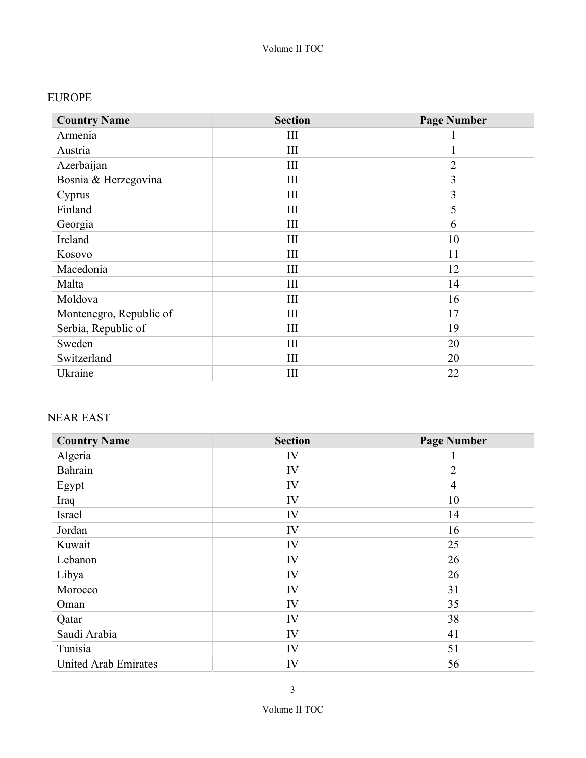## EUROPE

| Country Name | Section | Page Number |
|---|---|---|
| Armenia | III | 1 |
| Austria | III | 1 |
| Azerbaijan | III | 2 |
| Bosnia & Herzegovina | III | 3 |
| Cyprus | III | 3 |
| Finland | III | 5 |
| Georgia | III | 6 |
| Ireland | III | 10 |
| Kosovo | III | 11 |
| Macedonia | III | 12 |
| Malta | III | 14 |
| Moldova | III | 16 |
| Montenegro, Republic of | III | 17 |
| Serbia, Republic of | III | 19 |
| Sweden | III | 20 |
| Switzerland | III | 20 |
| Ukraine | III | 22 |

## NEAR EAST

| Country Name | Section | Page Number |
|---|---|---|
| Algeria | IV | 1 |
| Bahrain | IV | 2 |
| Egypt | IV | 4 |
| Iraq | IV | 10 |
| Israel | IV | 14 |
| Jordan | IV | 16 |
| Kuwait | IV | 25 |
| Lebanon | IV | 26 |
| Libya | IV | 26 |
| Morocco | IV | 31 |
| Oman | IV | 35 |
| Qatar | IV | 38 |
| Saudi Arabia | IV | 41 |
| Tunisia | IV | 51 |
| United Arab Emirates | IV | 56 |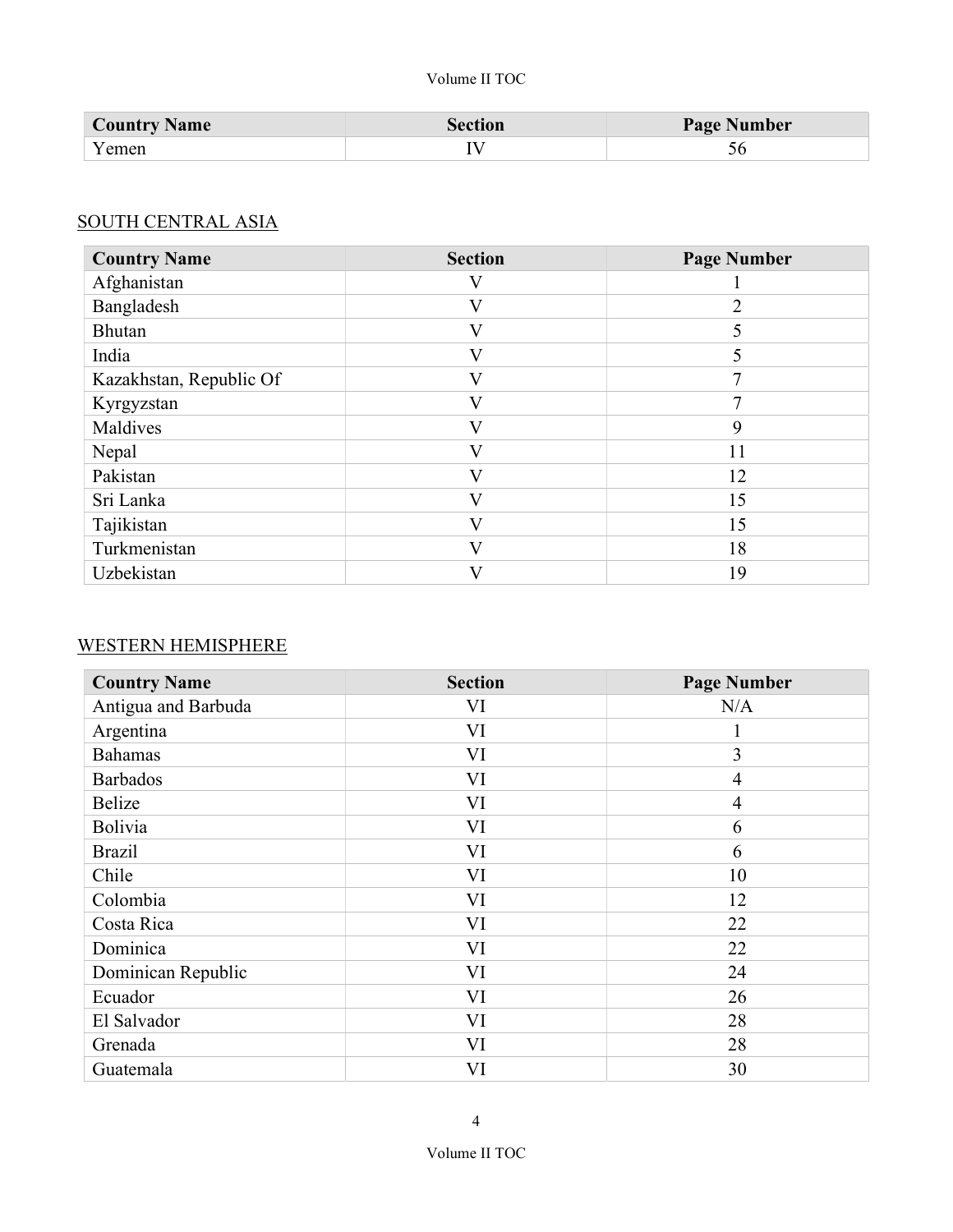| Country Name | Section | Page Number |
| --- | --- | --- |
| Yemen | IV | 56 |

SOUTH CENTRAL ASIA

| Country Name | Section | Page Number |
| --- | --- | --- |
| Afghanistan | V | 1 |
| Bangladesh | V | 2 |
| Bhutan | V | 5 |
| India | V | 5 |
| Kazakhstan, Republic Of | V | 7 |
| Kyrgyzstan | V | 7 |
| Maldives | V | 9 |
| Nepal | V | 11 |
| Pakistan | V | 12 |
| Sri Lanka | V | 15 |
| Tajikistan | V | 15 |
| Turkmenistan | V | 18 |
| Uzbekistan | V | 19 |

WESTERN HEMISPHERE

| Country Name | Section | Page Number |
| --- | --- | --- |
| Antigua and Barbuda | VI | N/A |
| Argentina | VI | 1 |
| Bahamas | VI | 3 |
| Barbados | VI | 4 |
| Belize | VI | 4 |
| Bolivia | VI | 6 |
| Brazil | VI | 6 |
| Chile | VI | 10 |
| Colombia | VI | 12 |
| Costa Rica | VI | 22 |
| Dominica | VI | 22 |
| Dominican Republic | VI | 24 |
| Ecuador | VI | 26 |
| El Salvador | VI | 28 |
| Grenada | VI | 28 |
| Guatemala | VI | 30 |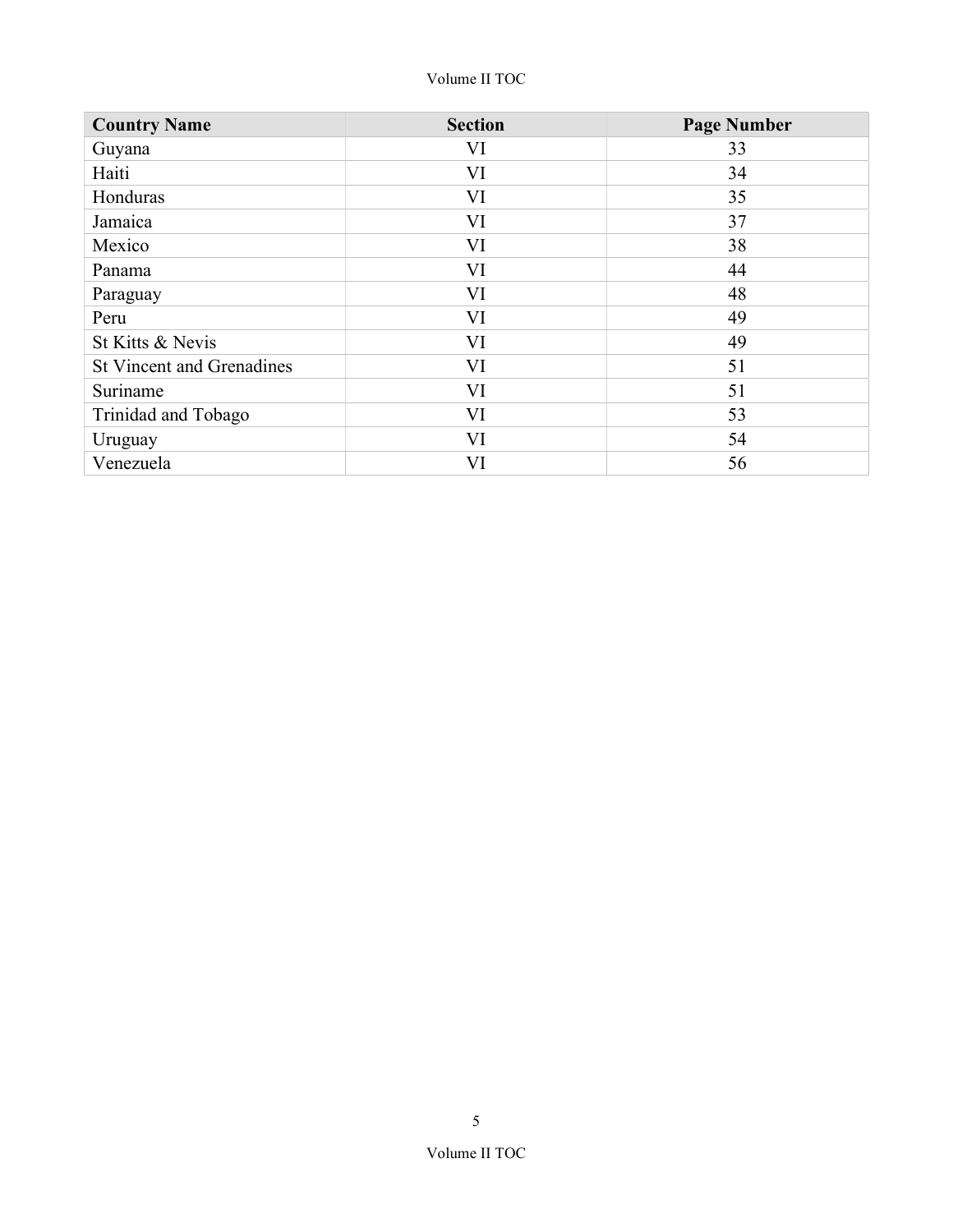| Country Name | Section | Page Number |
|---|---|---|
| Guyana | VI | 33 |
| Haiti | VI | 34 |
| Honduras | VI | 35 |
| Jamaica | VI | 37 |
| Mexico | VI | 38 |
| Panama | VI | 44 |
| Paraguay | VI | 48 |
| Peru | VI | 49 |
| St Kitts & Nevis | VI | 49 |
| St Vincent and Grenadines | VI | 51 |
| Suriname | VI | 51 |
| Trinidad and Tobago | VI | 53 |
| Uruguay | VI | 54 |
| Venezuela | VI | 56 |